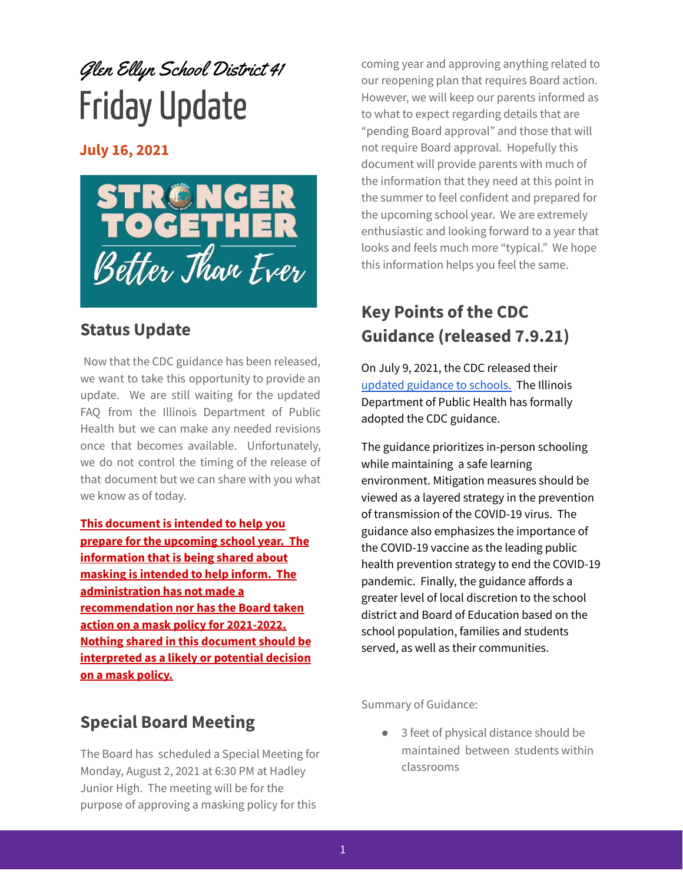*Glen Ellyn School District 41*

# Friday Update

**July 16, 2021**

## Status Update

Now that the CDC guidance has been released, we want to take this opportunity to provide an update. We are still waiting for the updated FAQ from the Illinois Department of Public Health but we can make any needed revisions once that becomes available. Unfortunately, we do not control the timing of the release of that document but we can share with you what we know as of today.

**This document is intended to help you prepare for the upcoming school year. The information that is being shared about masking is intended to help inform. The administration has not made a recommendation nor has the Board taken action on a mask policy for 2021-2022. Nothing shared in this document should be interpreted as a likely or potential decision on a mask policy.**

## Special Board Meeting

The Board has scheduled a Special Meeting for Monday, August 2, 2021 at 6:30 PM at Hadley Junior High. The meeting will be for the purpose of approving a masking policy for this coming year and approving anything related to our reopening plan that requires Board action. However, we will keep our parents informed as to what to expect regarding details that are "pending Board approval" and those that will not require Board approval. Hopefully this document will provide parents with much of the information that they need at this point in the summer to feel confident and prepared for the upcoming school year. We are extremely enthusiastic and looking forward to a year that looks and feels much more "typical." We hope this information helps you feel the same.

## Key Points of the CDC Guidance (released 7.9.21)

On July 9, 2021, the CDC released their [updated guidance to schools.](updated guidance to schools.) The Illinois Department of Public Health has formally adopted the CDC guidance.

The guidance prioritizes in-person schooling while maintaining a safe learning environment. Mitigation measures should be viewed as a layered strategy in the prevention of transmission of the COVID-19 virus. The guidance also emphasizes the importance of the COVID-19 vaccine as the leading public health prevention strategy to end the COVID-19 pandemic. Finally, the guidance affords a greater level of local discretion to the school district and Board of Education based on the school population, families and students served, as well as their communities.

Summary of Guidance:

- 3 feet of physical distance should be maintained between students within classrooms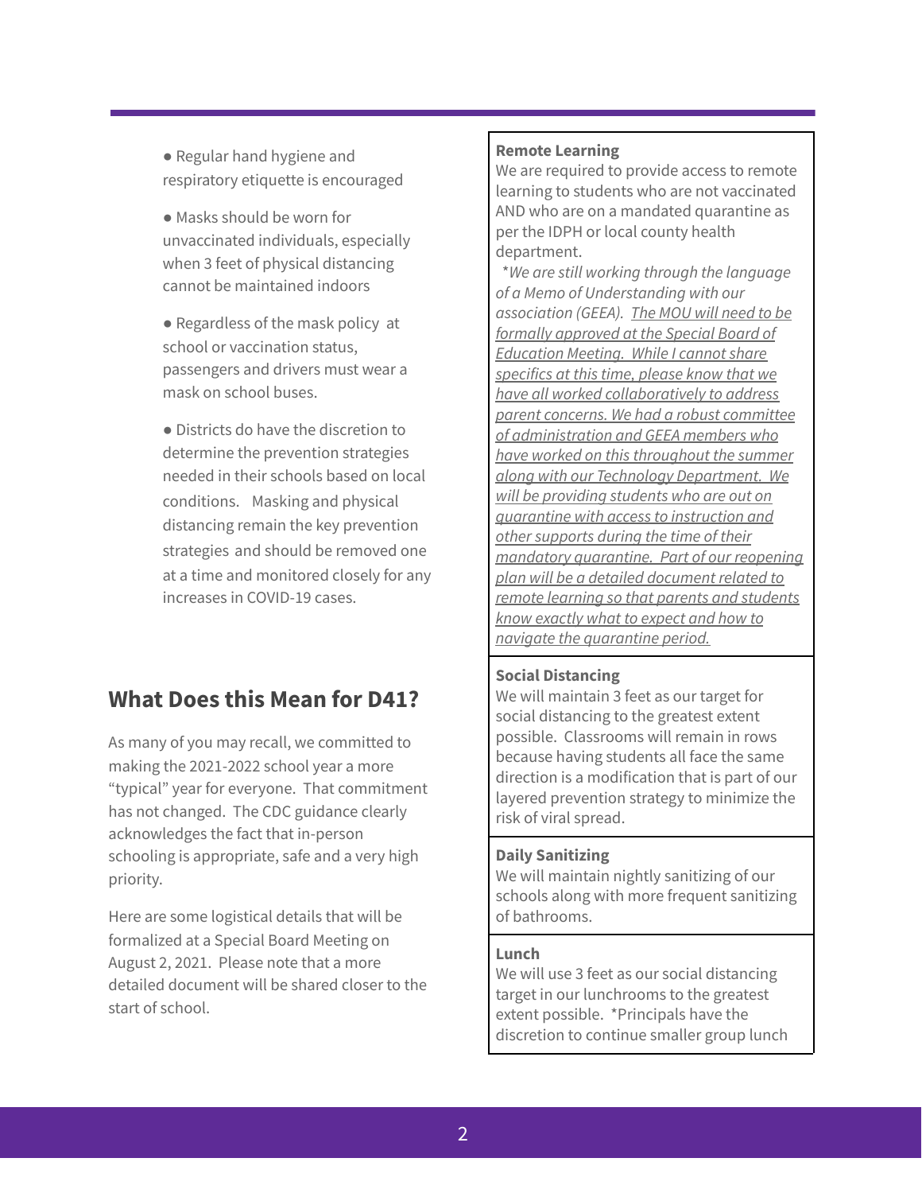- Regular hand hygiene and respiratory etiquette is encouraged

- Masks should be worn for unvaccinated individuals, especially when 3 feet of physical distancing cannot be maintained indoors

- Regardless of the mask policy at school or vaccination status, passengers and drivers must wear a mask on school buses.

- Districts do have the discretion to determine the prevention strategies needed in their schools based on local conditions. Masking and physical distancing remain the key prevention strategies and should be removed one at a time and monitored closely for any increases in COVID-19 cases.

## What Does this Mean for D41?

As many of you may recall, we committed to making the 2021-2022 school year a more "typical" year for everyone. That commitment has not changed. The CDC guidance clearly acknowledges the fact that in-person schooling is appropriate, safe and a very high priority.

Here are some logistical details that will be formalized at a Special Board Meeting on August 2, 2021. Please note that a more detailed document will be shared closer to the start of school.

**Remote Learning**

We are required to provide access to remote learning to students who are not vaccinated AND who are on a mandated quarantine as per the IDPH or local county health department.

*\*We are still working through the language of a Memo of Understanding with our association (GEEA). <u>The MOU will need to be formally approved at the Special Board of Education Meeting. While I cannot share specifics at this time, please know that we have all worked collaboratively to address parent concerns. We had a robust committee of administration and GEEA members who have worked on this throughout the summer along with our Technology Department. We will be providing students who are out on quarantine with access to instruction and other supports during the time of their mandatory quarantine. Part of our reopening plan will be a detailed document related to remote learning so that parents and students know exactly what to expect and how to navigate the quarantine period.</u>*

**Social Distancing**

We will maintain 3 feet as our target for social distancing to the greatest extent possible. Classrooms will remain in rows because having students all face the same direction is a modification that is part of our layered prevention strategy to minimize the risk of viral spread.

**Daily Sanitizing**

We will maintain nightly sanitizing of our schools along with more frequent sanitizing of bathrooms.

**Lunch**

We will use 3 feet as our social distancing target in our lunchrooms to the greatest extent possible. *Principals have the discretion to continue smaller group lunch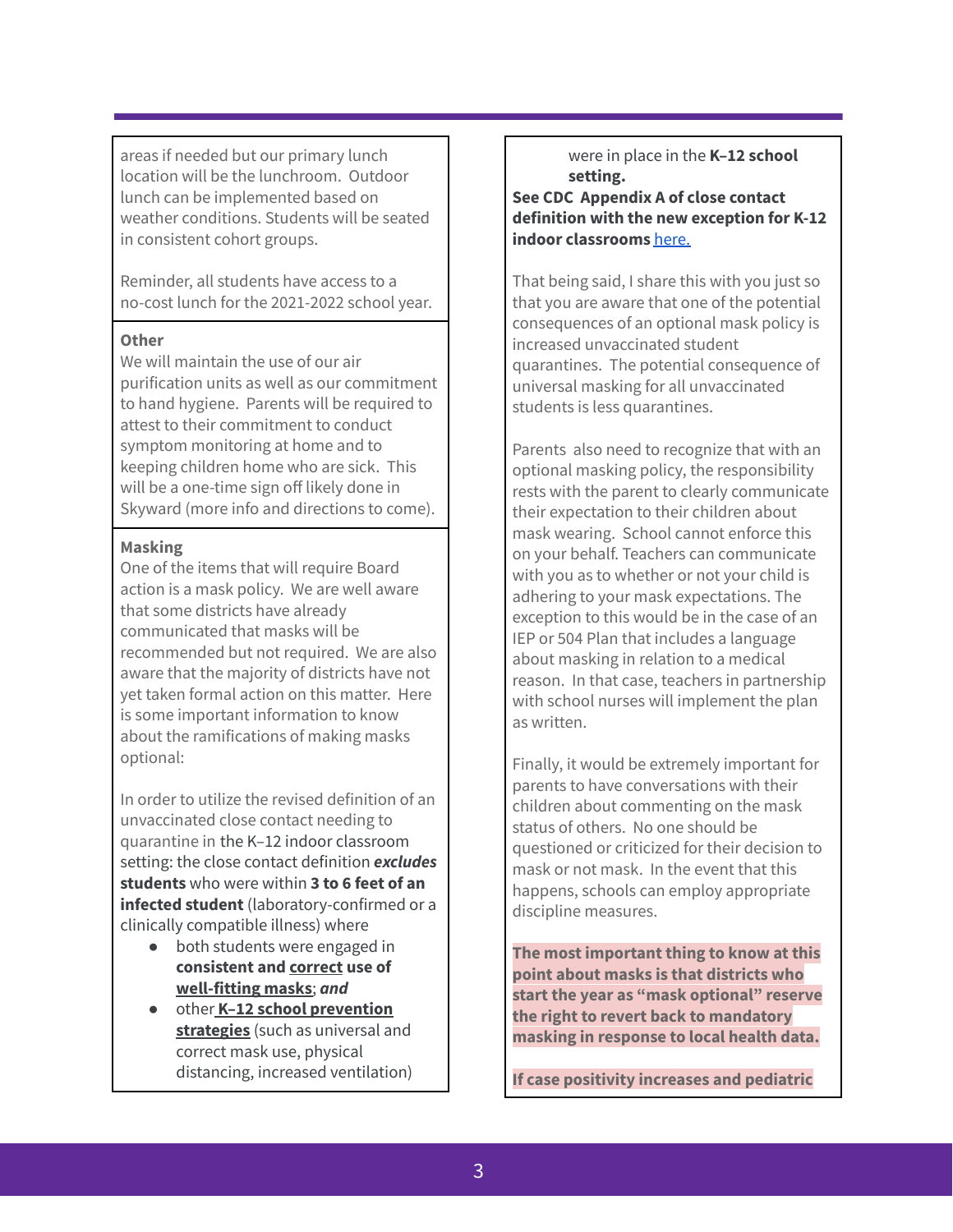areas if needed but our primary lunch location will be the lunchroom. Outdoor lunch can be implemented based on weather conditions. Students will be seated in consistent cohort groups.

Reminder, all students have access to a no-cost lunch for the 2021-2022 school year.

**Other**

We will maintain the use of our air purification units as well as our commitment to hand hygiene. Parents will be required to attest to their commitment to conduct symptom monitoring at home and to keeping children home who are sick. This will be a one-time sign off likely done in Skyward (more info and directions to come).

**Masking**

One of the items that will require Board action is a mask policy. We are well aware that some districts have already communicated that masks will be recommended but not required. We are also aware that the majority of districts have not yet taken formal action on this matter. Here is some important information to know about the ramifications of making masks optional:

In order to utilize the revised definition of an unvaccinated close contact needing to quarantine in the K–12 indoor classroom setting: the close contact definition ***excludes*** **students** who were within **3 to 6 feet of an infected student** (laboratory-confirmed or a clinically compatible illness) where

- both students were engaged in **consistent and correct use of well-fitting masks**; ***and***
- other **K–12 school prevention strategies** (such as universal and correct mask use, physical distancing, increased ventilation) were in place in the **K–12 school setting.**

**See CDC Appendix A of close contact definition with the new exception for K-12 indoor classrooms** here.

That being said, I share this with you just so that you are aware that one of the potential consequences of an optional mask policy is increased unvaccinated student quarantines. The potential consequence of universal masking for all unvaccinated students is less quarantines.

Parents also need to recognize that with an optional masking policy, the responsibility rests with the parent to clearly communicate their expectation to their children about mask wearing. School cannot enforce this on your behalf. Teachers can communicate with you as to whether or not your child is adhering to your mask expectations. The exception to this would be in the case of an IEP or 504 Plan that includes a language about masking in relation to a medical reason. In that case, teachers in partnership with school nurses will implement the plan as written.

Finally, it would be extremely important for parents to have conversations with their children about commenting on the mask status of others. No one should be questioned or criticized for their decision to mask or not mask. In the event that this happens, schools can employ appropriate discipline measures.

**The most important thing to know at this point about masks is that districts who start the year as "mask optional" reserve the right to revert back to mandatory masking in response to local health data.**

**If case positivity increases and pediatric**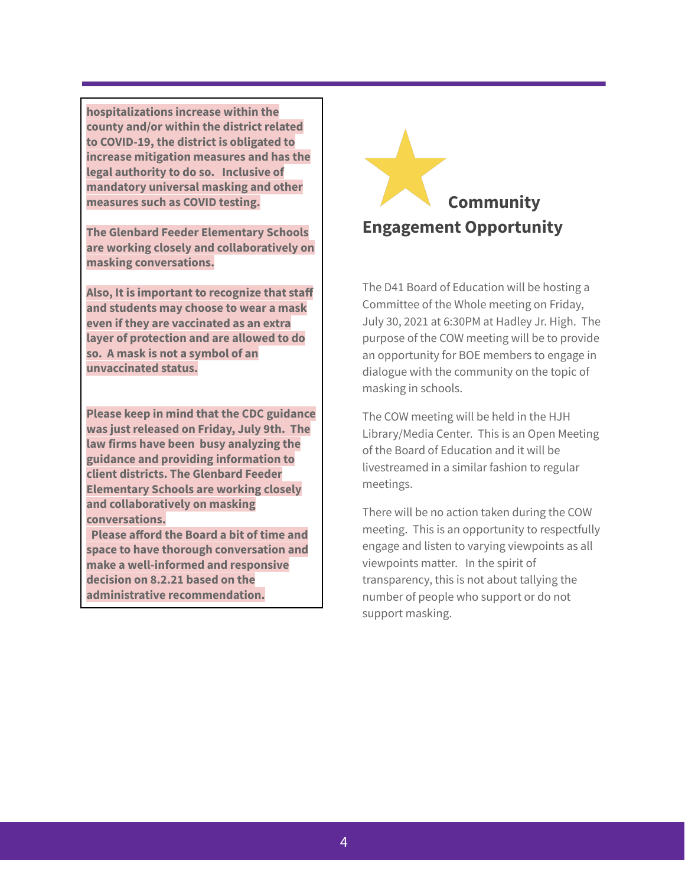**hospitalizations increase within the county and/or within the district related to COVID-19, the district is obligated to increase mitigation measures and has the legal authority to do so. Inclusive of mandatory universal masking and other measures such as COVID testing.**

**The Glenbard Feeder Elementary Schools are working closely and collaboratively on masking conversations.**

**Also, It is important to recognize that staff and students may choose to wear a mask even if they are vaccinated as an extra layer of protection and are allowed to do so. A mask is not a symbol of an unvaccinated status.**

**Please keep in mind that the CDC guidance was just released on Friday, July 9th. The law firms have been busy analyzing the guidance and providing information to client districts. The Glenbard Feeder Elementary Schools are working closely and collaboratively on masking conversations.**

**Please afford the Board a bit of time and space to have thorough conversation and make a well-informed and responsive decision on 8.2.21 based on the administrative recommendation.**

## Community Engagement Opportunity

The D41 Board of Education will be hosting a Committee of the Whole meeting on Friday, July 30, 2021 at 6:30PM at Hadley Jr. High. The purpose of the COW meeting will be to provide an opportunity for BOE members to engage in dialogue with the community on the topic of masking in schools.

The COW meeting will be held in the HJH Library/Media Center. This is an Open Meeting of the Board of Education and it will be livestreamed in a similar fashion to regular meetings.

There will be no action taken during the COW meeting. This is an opportunity to respectfully engage and listen to varying viewpoints as all viewpoints matter. In the spirit of transparency, this is not about tallying the number of people who support or do not support masking.